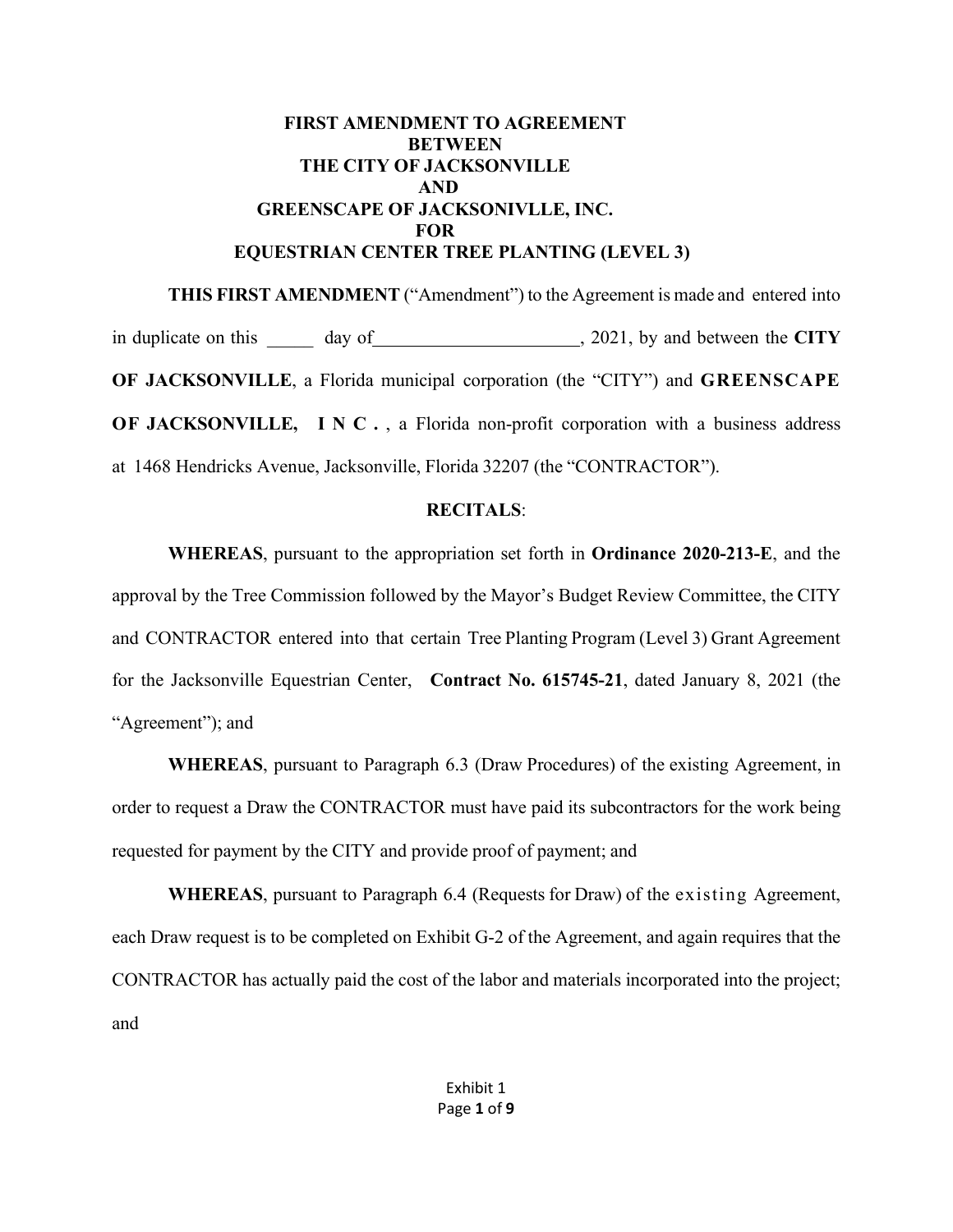# FIRST AMENDMENT TO AGREEMENT BETWEEN THE CITY OF JACKSONVILLE AND GREENSCAPE OF JACKSONIVLLE, INC. FOR EQUESTRIAN CENTER TREE PLANTING (LEVEL 3)

**THIS FIRST AMENDMENT** ("Amendment") to the Agreement is made and entered into in duplicate on this _____ day of______________________, 2021, by and between the **CITY OF JACKSONVILLE**, a Florida municipal corporation (the "CITY") and **GREENSCAPE OF JACKSONVILLE, INC.**, a Florida non-profit corporation with a business address at 1468 Hendricks Avenue, Jacksonville, Florida 32207 (the "CONTRACTOR").

**RECITALS**:

**WHEREAS**, pursuant to the appropriation set forth in **Ordinance 2020-213-E**, and the approval by the Tree Commission followed by the Mayor's Budget Review Committee, the CITY and CONTRACTOR entered into that certain Tree Planting Program (Level 3) Grant Agreement for the Jacksonville Equestrian Center, **Contract No. 615745-21**, dated January 8, 2021 (the "Agreement"); and

**WHEREAS**, pursuant to Paragraph 6.3 (Draw Procedures) of the existing Agreement, in order to request a Draw the CONTRACTOR must have paid its subcontractors for the work being requested for payment by the CITY and provide proof of payment; and

**WHEREAS**, pursuant to Paragraph 6.4 (Requests for Draw) of the existing Agreement, each Draw request is to be completed on Exhibit G-2 of the Agreement, and again requires that the CONTRACTOR has actually paid the cost of the labor and materials incorporated into the project; and

Exhibit 1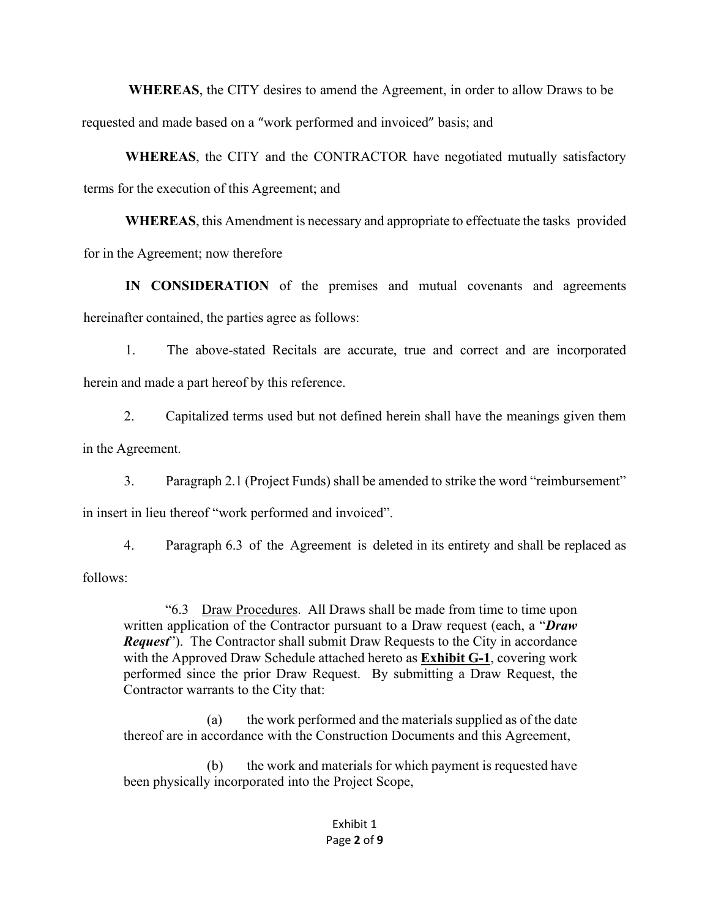**WHEREAS**, the CITY desires to amend the Agreement, in order to allow Draws to be requested and made based on a "work performed and invoiced" basis; and

**WHEREAS**, the CITY and the CONTRACTOR have negotiated mutually satisfactory terms for the execution of this Agreement; and

**WHEREAS**, this Amendment is necessary and appropriate to effectuate the tasks provided for in the Agreement; now therefore

**IN CONSIDERATION** of the premises and mutual covenants and agreements hereinafter contained, the parties agree as follows:

1. The above-stated Recitals are accurate, true and correct and are incorporated herein and made a part hereof by this reference.

2. Capitalized terms used but not defined herein shall have the meanings given them in the Agreement.

3. Paragraph 2.1 (Project Funds) shall be amended to strike the word "reimbursement" in insert in lieu thereof "work performed and invoiced".

4. Paragraph 6.3 of the Agreement is deleted in its entirety and shall be replaced as follows:

> "6.3 Draw Procedures. All Draws shall be made from time to time upon written application of the Contractor pursuant to a Draw request (each, a "***Draw Request***"). The Contractor shall submit Draw Requests to the City in accordance with the Approved Draw Schedule attached hereto as **Exhibit G-1**, covering work performed since the prior Draw Request. By submitting a Draw Request, the Contractor warrants to the City that:
>
> (a) the work performed and the materials supplied as of the date thereof are in accordance with the Construction Documents and this Agreement,
>
> (b) the work and materials for which payment is requested have been physically incorporated into the Project Scope,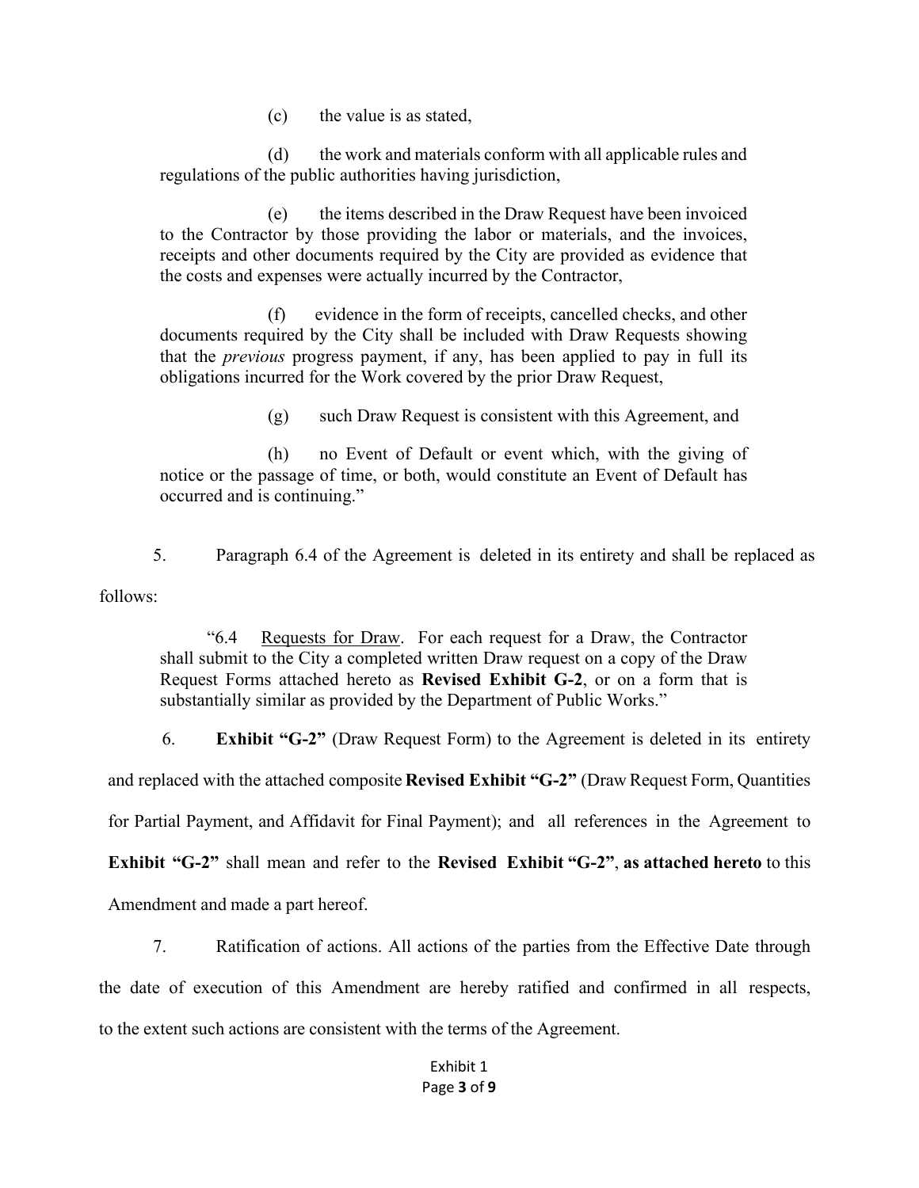(c) the value is as stated,

(d) the work and materials conform with all applicable rules and regulations of the public authorities having jurisdiction,

(e) the items described in the Draw Request have been invoiced to the Contractor by those providing the labor or materials, and the invoices, receipts and other documents required by the City are provided as evidence that the costs and expenses were actually incurred by the Contractor,

(f) evidence in the form of receipts, cancelled checks, and other documents required by the City shall be included with Draw Requests showing that the *previous* progress payment, if any, has been applied to pay in full its obligations incurred for the Work covered by the prior Draw Request,

(g) such Draw Request is consistent with this Agreement, and

(h) no Event of Default or event which, with the giving of notice or the passage of time, or both, would constitute an Event of Default has occurred and is continuing."

5. Paragraph 6.4 of the Agreement is deleted in its entirety and shall be replaced as follows:

"6.4 Requests for Draw. For each request for a Draw, the Contractor shall submit to the City a completed written Draw request on a copy of the Draw Request Forms attached hereto as **Revised Exhibit G-2**, or on a form that is substantially similar as provided by the Department of Public Works."

6. **Exhibit "G-2"** (Draw Request Form) to the Agreement is deleted in its entirety and replaced with the attached composite **Revised Exhibit "G-2"** (Draw Request Form, Quantities for Partial Payment, and Affidavit for Final Payment); and all references in the Agreement to **Exhibit "G-2"** shall mean and refer to the **Revised Exhibit "G-2"**, **as attached hereto** to this Amendment and made a part hereof.

7. Ratification of actions. All actions of the parties from the Effective Date through the date of execution of this Amendment are hereby ratified and confirmed in all respects, to the extent such actions are consistent with the terms of the Agreement.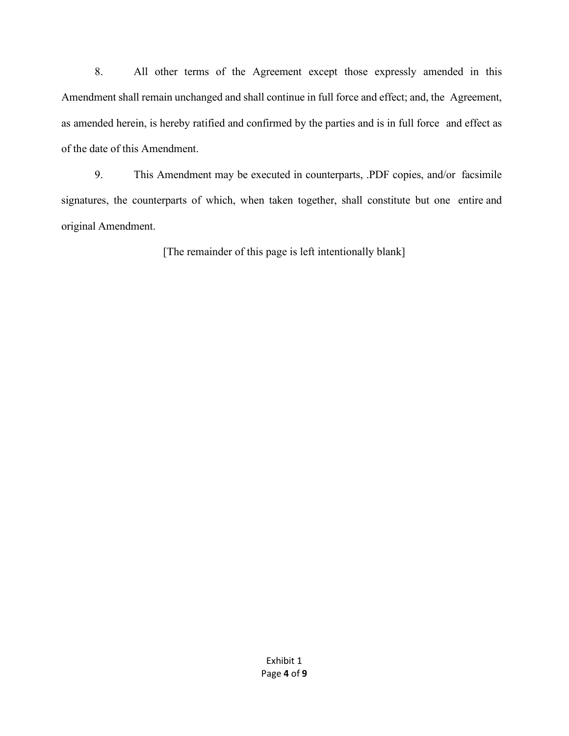8. All other terms of the Agreement except those expressly amended in this Amendment shall remain unchanged and shall continue in full force and effect; and, the Agreement, as amended herein, is hereby ratified and confirmed by the parties and is in full force and effect as of the date of this Amendment.

9. This Amendment may be executed in counterparts, .PDF copies, and/or facsimile signatures, the counterparts of which, when taken together, shall constitute but one entire and original Amendment.

[The remainder of this page is left intentionally blank]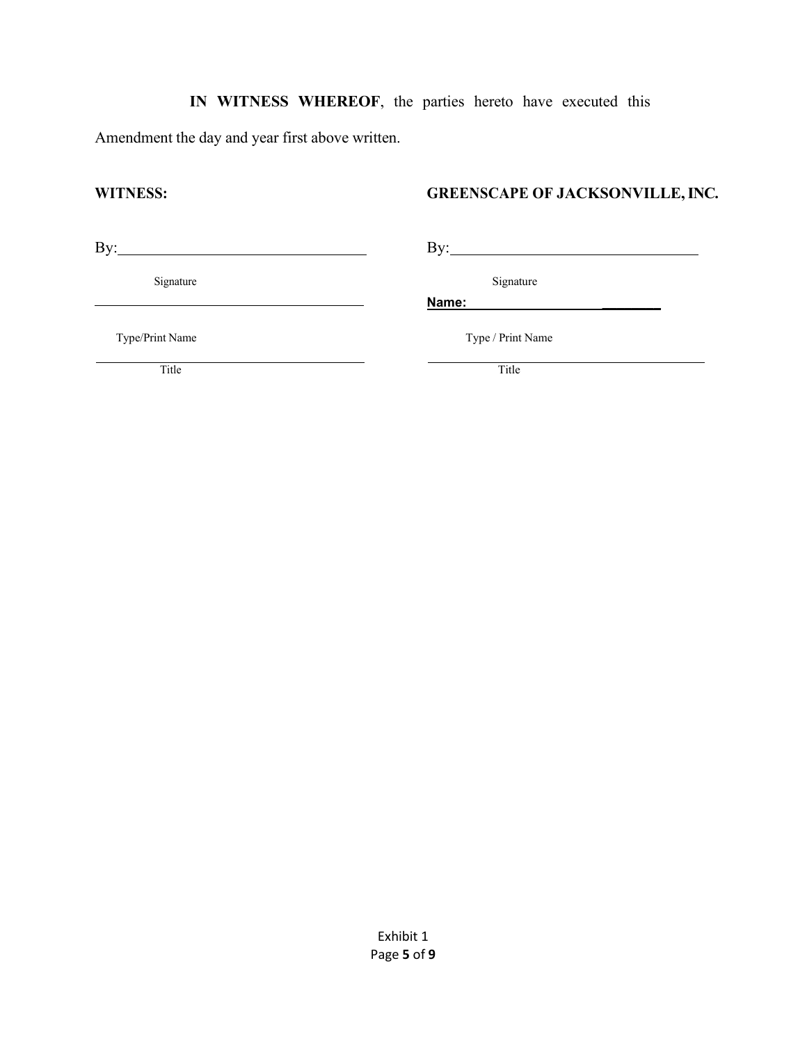**IN WITNESS WHEREOF**, the parties hereto have executed this Amendment the day and year first above written.

| **WITNESS:** | **GREENSCAPE OF JACKSONVILLE, INC.** |
| --- | --- |
| By:________________________________ | By:________________________________ |
| Signature | Signature |
| ________________________________ | **Name:** ________________________ |
| Type/Print Name | Type / Print Name |
| ________________________________ | ________________________________ |
| Title | Title |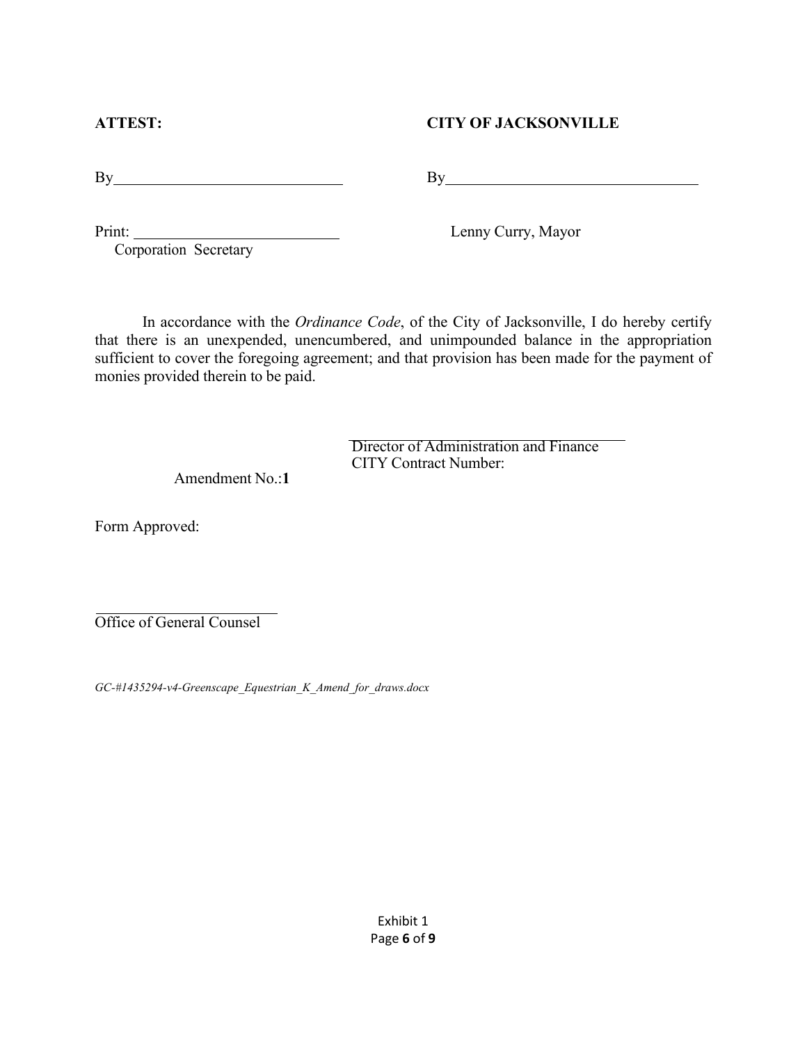**ATTEST:** **CITY OF JACKSONVILLE**

By______________________________ By__________________________________

Print: __________________________ Lenny Curry, Mayor
Corporation Secretary

In accordance with the *Ordinance Code*, of the City of Jacksonville, I do hereby certify that there is an unexpended, unencumbered, and unimpounded balance in the appropriation sufficient to cover the foregoing agreement; and that provision has been made for the payment of monies provided therein to be paid.

______________________________
Director of Administration and Finance
CITY Contract Number:

Amendment No.:**1**

Form Approved:

__________________________
Office of General Counsel

*GC-#1435294-v4-Greenscape_Equestrian_K_Amend_for_draws.docx*

Exhibit 1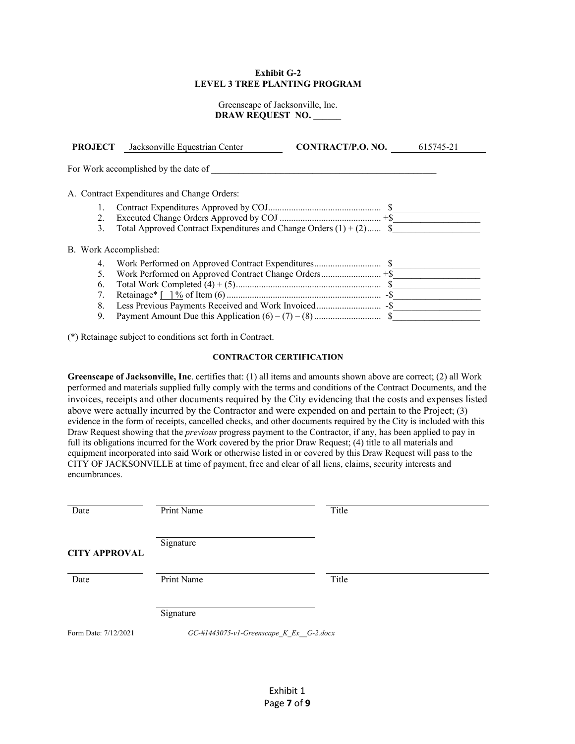**Exhibit G-2**
**LEVEL 3 TREE PLANTING PROGRAM**

Greenscape of Jacksonville, Inc.
**DRAW REQUEST NO. ______**

**PROJECT** Jacksonville Equestrian Center **CONTRACT/P.O. NO.** 615745-21

For Work accomplished by the date of ____________________________________________________

A. Contract Expenditures and Change Orders:

1. Contract Expenditures Approved by COJ................................................ $___________________
2. Executed Change Orders Approved by COJ ........................................... +$___________________
3. Total Approved Contract Expenditures and Change Orders (1) + (2)...... $___________________

B. Work Accomplished:

4. Work Performed on Approved Contract Expenditures............................ $___________________
5. Work Performed on Approved Contract Change Orders.......................... +$___________________
6. Total Work Completed (4) + (5).............................................................. $___________________
7. Retainage* [ ] % of Item (6) .................................................................. -$___________________
8. Less Previous Payments Received and Work Invoiced........................... -$___________________
9. Payment Amount Due this Application (6) – (7) – (8)............................ $___________________

(*) Retainage subject to conditions set forth in Contract.

**CONTRACTOR CERTIFICATION**

**Greenscape of Jacksonville, Inc**. certifies that: (1) all items and amounts shown above are correct; (2) all Work performed and materials supplied fully comply with the terms and conditions of the Contract Documents, and the invoices, receipts and other documents required by the City evidencing that the costs and expenses listed above were actually incurred by the Contractor and were expended on and pertain to the Project; (3) evidence in the form of receipts, cancelled checks, and other documents required by the City is included with this Draw Request showing that the *previous* progress payment to the Contractor, if any, has been applied to pay in full its obligations incurred for the Work covered by the prior Draw Request; (4) title to all materials and equipment incorporated into said Work or otherwise listed in or covered by this Draw Request will pass to the CITY OF JACKSONVILLE at time of payment, free and clear of all liens, claims, security interests and encumbrances.

______________ ______________________________ ______________________________
Date Print Name Title

______________________________
Signature

**CITY APPROVAL**

______________ ______________________________ ______________________________
Date Print Name Title

______________________________
Signature

Form Date: 7/12/2021 *GC-#1443075-v1-Greenscape_K_Ex__G-2.docx*

Exhibit 1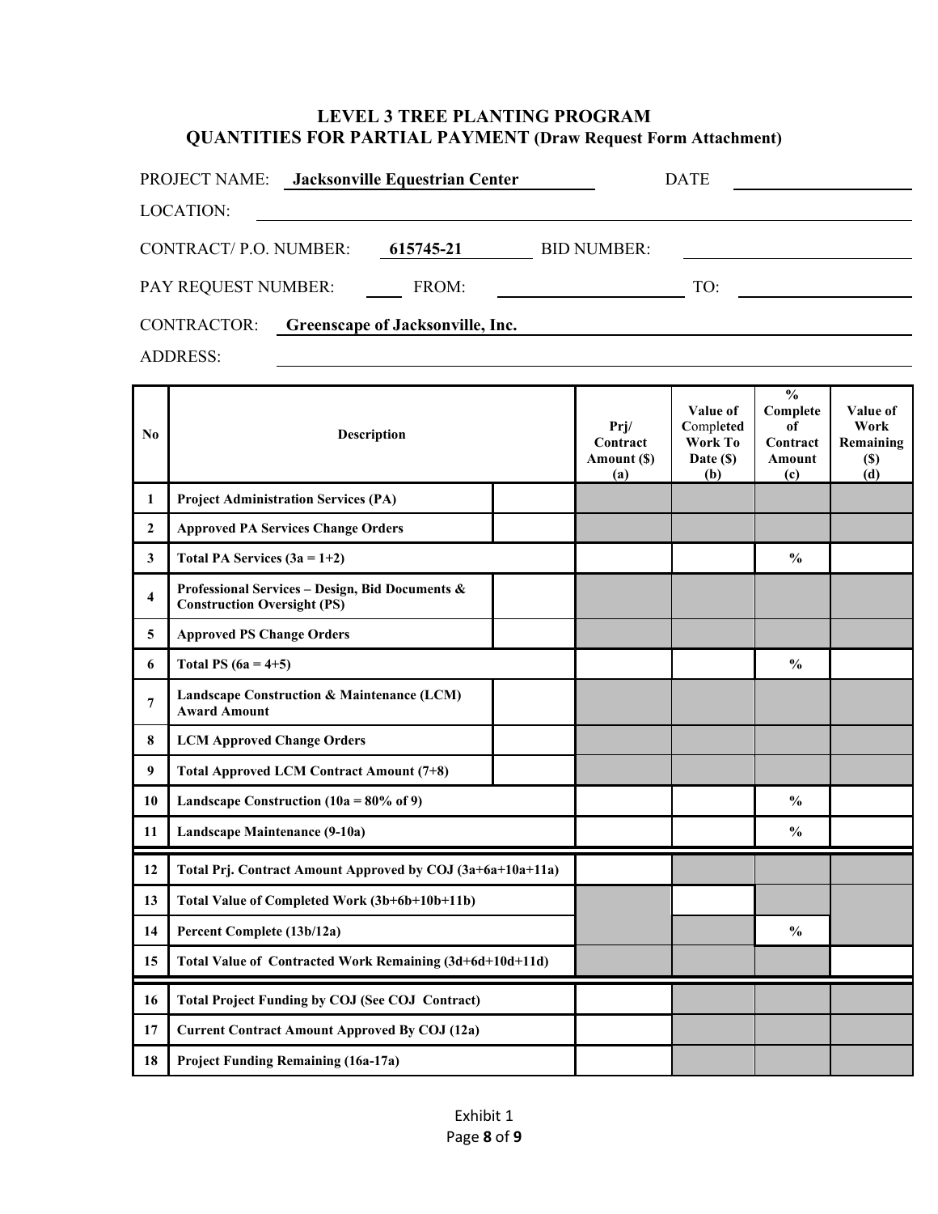## LEVEL 3 TREE PLANTING PROGRAM
## QUANTITIES FOR PARTIAL PAYMENT (Draw Request Form Attachment)

PROJECT NAME: **Jacksonville Equestrian Center** DATE ____________

LOCATION: ____________

CONTRACT/ P.O. NUMBER: **615745-21** BID NUMBER: ____________

PAY REQUEST NUMBER: ____ FROM: ____________ TO: ____________

CONTRACTOR: **Greenscape of Jacksonville, Inc.**

ADDRESS: ____________

| No | Description | | Prj/ Contract Amount ($) (a) | Value of Completed Work To Date ($) (b) | % Complete of Contract Amount (c) | Value of Work Remaining ($) (d) |
|---|---|---|---|---|---|---|
| 1 | **Project Administration Services (PA)** | | | | | |
| 2 | **Approved PA Services Change Orders** | | | | | |
| 3 | **Total PA Services (3a = 1+2)** | | | | % | |
| 4 | **Professional Services – Design, Bid Documents & Construction Oversight (PS)** | | | | | |
| 5 | **Approved PS Change Orders** | | | | | |
| 6 | **Total PS (6a = 4+5)** | | | | % | |
| 7 | **Landscape Construction & Maintenance (LCM) Award Amount** | | | | | |
| 8 | **LCM Approved Change Orders** | | | | | |
| 9 | **Total Approved LCM Contract Amount (7+8)** | | | | | |
| 10 | **Landscape Construction (10a = 80% of 9)** | | | | % | |
| 11 | **Landscape Maintenance (9-10a)** | | | | % | |
| 12 | **Total Prj. Contract Amount Approved by COJ (3a+6a+10a+11a)** | | | | | |
| 13 | **Total Value of Completed Work (3b+6b+10b+11b)** | | | | | |
| 14 | **Percent Complete (13b/12a)** | | | | % | |
| 15 | **Total Value of Contracted Work Remaining (3d+6d+10d+11d)** | | | | | |
| 16 | **Total Project Funding by COJ (See COJ Contract)** | | | | | |
| 17 | **Current Contract Amount Approved By COJ (12a)** | | | | | |
| 18 | **Project Funding Remaining (16a-17a)** | | | | | |

Exhibit 1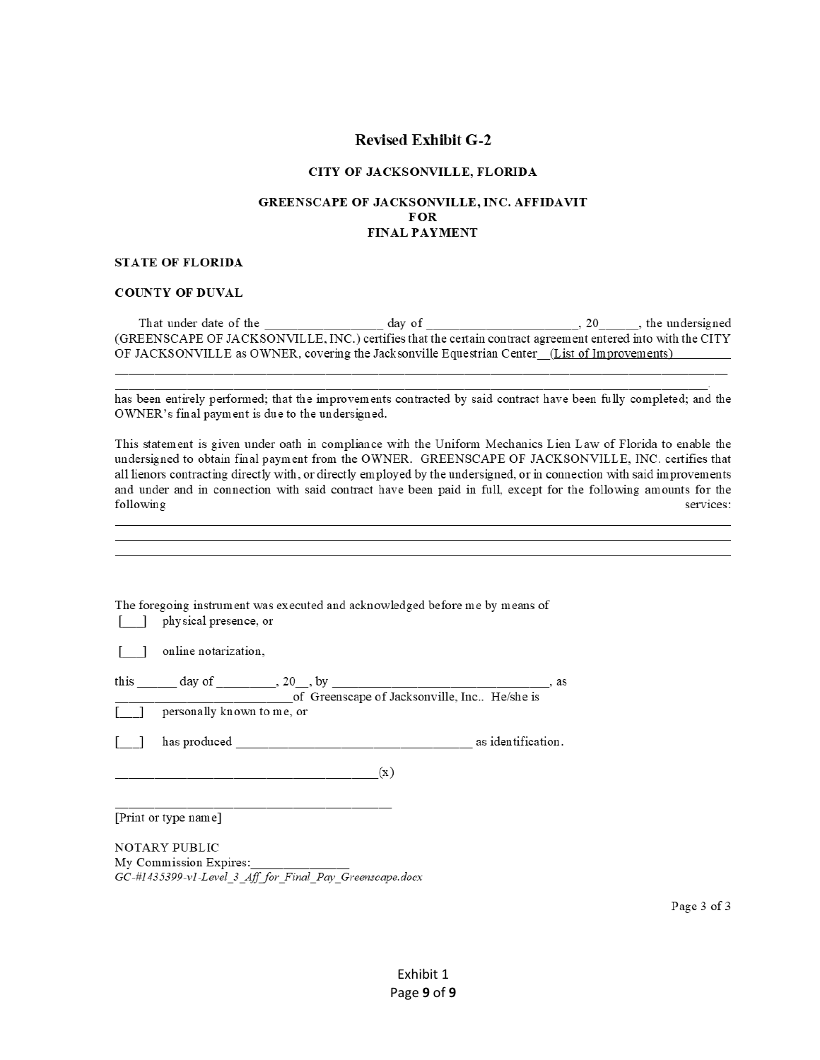# Revised Exhibit G-2

## CITY OF JACKSONVILLE, FLORIDA

## GREENSCAPE OF JACKSONVILLE, INC. AFFIDAVIT FOR FINAL PAYMENT

**STATE OF FLORIDA**

**COUNTY OF DUVAL**

That under date of the ________________ day of ____________________, 20______, the undersigned (GREENSCAPE OF JACKSONVILLE, INC.) certifies that the certain contract agreement entered into with the CITY OF JACKSONVILLE as OWNER, covering the Jacksonville Equestrian Center__(List of Improvements)________
_______________________________________________________________________________
_______________________________________________________________________________.
has been entirely performed; that the improvements contracted by said contract have been fully completed; and the OWNER's final payment is due to the undersigned.

This statement is given under oath in compliance with the Uniform Mechanics Lien Law of Florida to enable the undersigned to obtain final payment from the OWNER. GREENSCAPE OF JACKSONVILLE, INC. certifies that all lienors contracting directly with, or directly employed by the undersigned, or in connection with said improvements and under and in connection with said contract have been paid in full, except for the following amounts for the following services:
_______________________________________________________________________________
_______________________________________________________________________________
_______________________________________________________________________________

The foregoing instrument was executed and acknowledged before me by means of

[___] physical presence, or

[___] online notarization,

this ______ day of _________, 20__, by ________________________________, as ___________________________of Greenscape of Jacksonville, Inc.. He/she is

[___] personally known to me, or

[___] has produced ___________________________________ as identification.

______________________________________(x)

________________________________________
[Print or type name]

NOTARY PUBLIC
My Commission Expires:_______________

*GC-#1435399-v1-Level_3_Aff_for_Final_Pay_Greenscape.docx*

Page 3 of 3

Exhibit 1